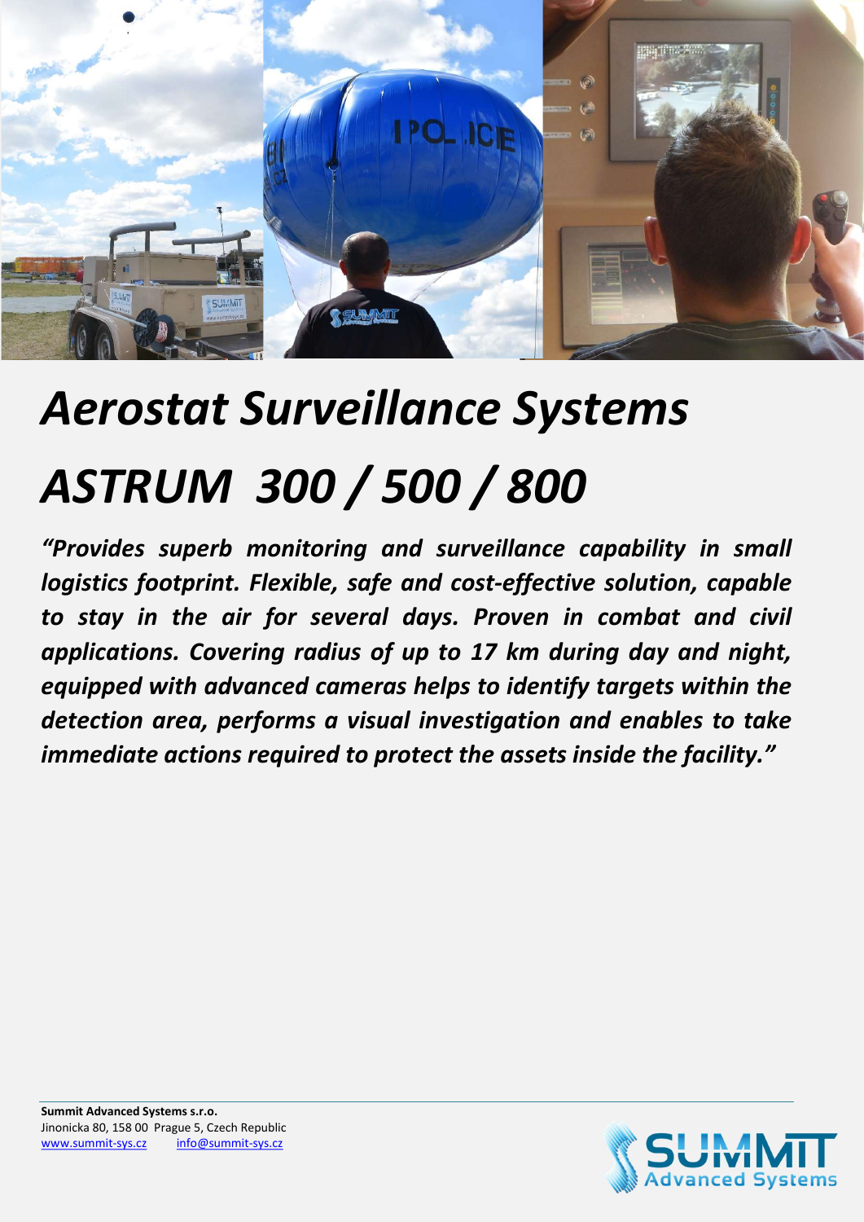# *Aerostat Surveillance Systems*

# *ASTRUM 300 / 500 / 800*

***"Provides superb monitoring and surveillance capability in small logistics footprint. Flexible, safe and cost-effective solution, capable to stay in the air for several days. Proven in combat and civil applications. Covering radius of up to 17 km during day and night, equipped with advanced cameras helps to identify targets within the detection area, performs a visual investigation and enables to take immediate actions required to protect the assets inside the facility."***

**Summit Advanced Systems s.r.o.**
Jinonicka 80, 158 00 Prague 5, Czech Republic
www.summit-sys.cz info@summit-sys.cz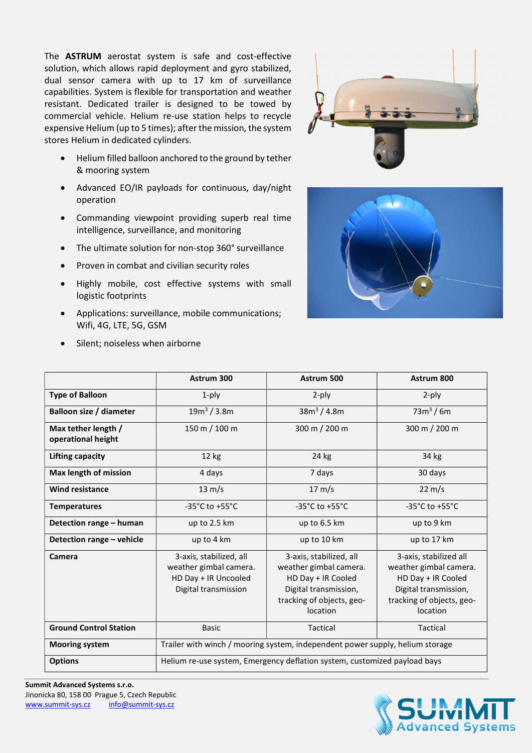The **ASTRUM** aerostat system is safe and cost-effective solution, which allows rapid deployment and gyro stabilized, dual sensor camera with up to 17 km of surveillance capabilities. System is flexible for transportation and weather resistant. Dedicated trailer is designed to be towed by commercial vehicle. Helium re-use station helps to recycle expensive Helium (up to 5 times); after the mission, the system stores Helium in dedicated cylinders.

- Helium filled balloon anchored to the ground by tether & mooring system
- Advanced EO/IR payloads for continuous, day/night operation
- Commanding viewpoint providing superb real time intelligence, surveillance, and monitoring
- The ultimate solution for non-stop 360° surveillance
- Proven in combat and civilian security roles
- Highly mobile, cost effective systems with small logistic footprints
- Applications: surveillance, mobile communications; Wifi, 4G, LTE, 5G, GSM
- Silent; noiseless when airborne

| | Astrum 300 | Astrum 500 | Astrum 800 |
|---|---|---|---|
| **Type of Balloon** | 1-ply | 2-ply | 2-ply |
| **Balloon size / diameter** | 19m$^3$ / 3.8m | 38m$^3$ / 4.8m | 73m$^3$ / 6m |
| **Max tether length / operational height** | 150 m / 100 m | 300 m / 200 m | 300 m / 200 m |
| **Lifting capacity** | 12 kg | 24 kg | 34 kg |
| **Max length of mission** | 4 days | 7 days | 30 days |
| **Wind resistance** | 13 m/s | 17 m/s | 22 m/s |
| **Temperatures** | -35°C to +55°C | -35°C to +55°C | -35°C to +55°C |
| **Detection range – human** | up to 2.5 km | up to 6.5 km | up to 9 km |
| **Detection range – vehicle** | up to 4 km | up to 10 km | up to 17 km |
| **Camera** | 3-axis, stabilized, all weather gimbal camera. HD Day + IR Uncooled Digital transmission | 3-axis, stabilized, all weather gimbal camera. HD Day + IR Cooled Digital transmission, tracking of objects, geo-location | 3-axis, stabilized all weather gimbal camera. HD Day + IR Cooled Digital transmission, tracking of objects, geo-location |
| **Ground Control Station** | Basic | Tactical | Tactical |
| **Mooring system** | Trailer with winch / mooring system, independent power supply, helium storage | | |
| **Options** | Helium re-use system, Emergency deflation system, customized payload bays | | |

**Summit Advanced Systems s.r.o.**
Jinonicka 80, 158 00 Prague 5, Czech Republic
www.summit-sys.cz info@summit-sys.cz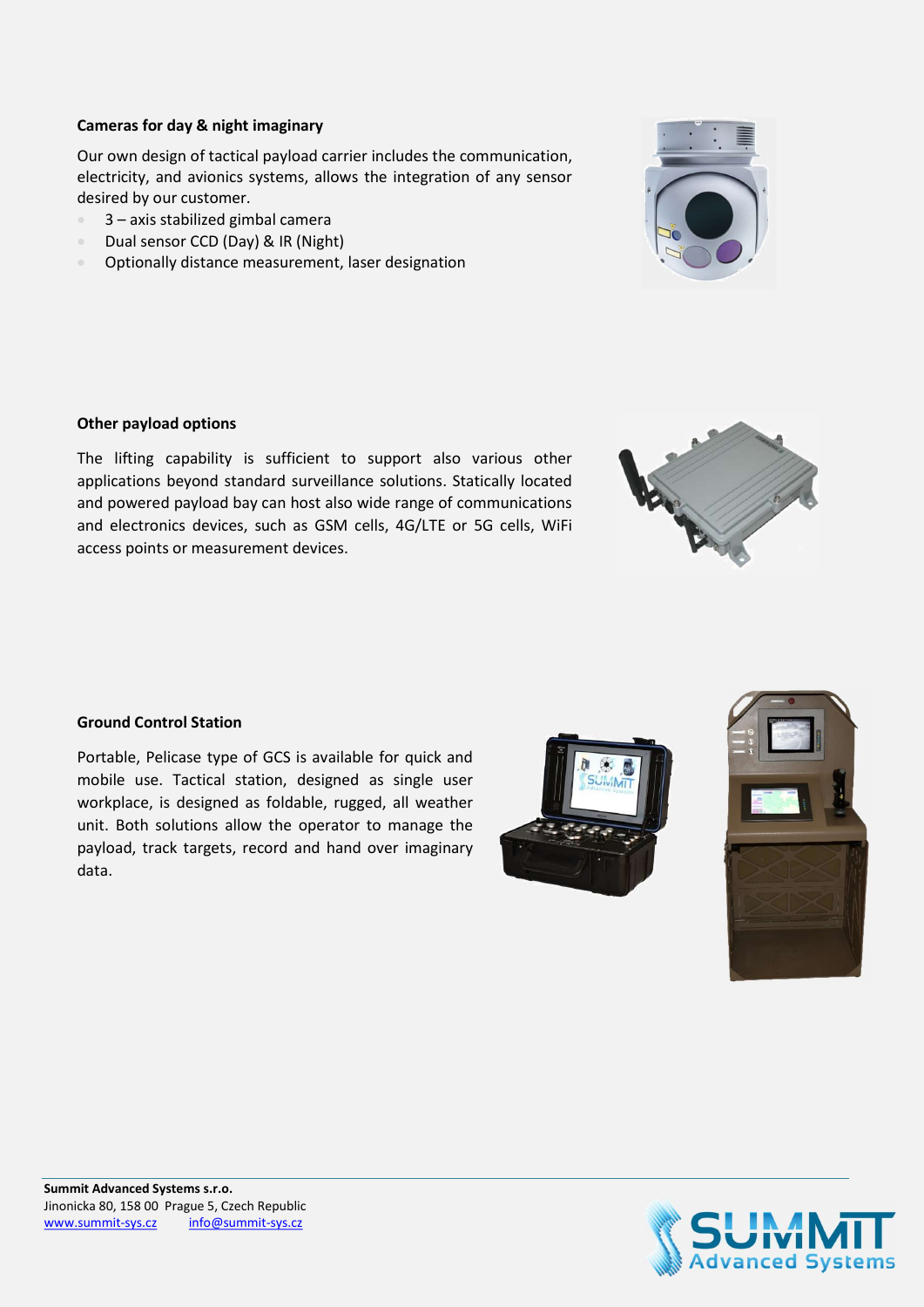**Cameras for day & night imaginary**

Our own design of tactical payload carrier includes the communication, electricity, and avionics systems, allows the integration of any sensor desired by our customer.

- 3 – axis stabilized gimbal camera
- Dual sensor CCD (Day) & IR (Night)
- Optionally distance measurement, laser designation

**Other payload options**

The lifting capability is sufficient to support also various other applications beyond standard surveillance solutions. Statically located and powered payload bay can host also wide range of communications and electronics devices, such as GSM cells, 4G/LTE or 5G cells, WiFi access points or measurement devices.

**Ground Control Station**

Portable, Pelicase type of GCS is available for quick and mobile use. Tactical station, designed as single user workplace, is designed as foldable, rugged, all weather unit. Both solutions allow the operator to manage the payload, track targets, record and hand over imaginary data.

**Summit Advanced Systems s.r.o.**
Jinonicka 80, 158 00 Prague 5, Czech Republic
www.summit-sys.cz info@summit-sys.cz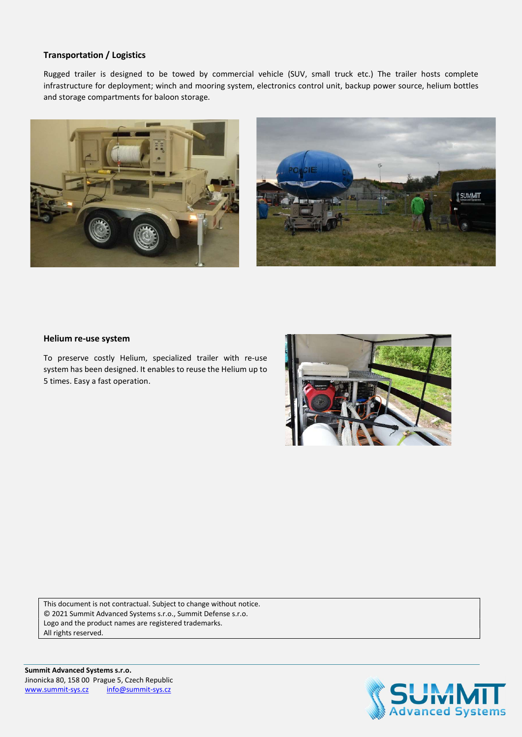### Transportation / Logistics

Rugged trailer is designed to be towed by commercial vehicle (SUV, small truck etc.) The trailer hosts complete infrastructure for deployment; winch and mooring system, electronics control unit, backup power source, helium bottles and storage compartments for baloon storage.

### Helium re-use system

To preserve costly Helium, specialized trailer with re-use system has been designed. It enables to reuse the Helium up to 5 times. Easy a fast operation.

This document is not contractual. Subject to change without notice.
© 2021 Summit Advanced Systems s.r.o., Summit Defense s.r.o.
Logo and the product names are registered trademarks.
All rights reserved.

**Summit Advanced Systems s.r.o.**
Jinonicka 80, 158 00 Prague 5, Czech Republic
www.summit-sys.cz info@summit-sys.cz